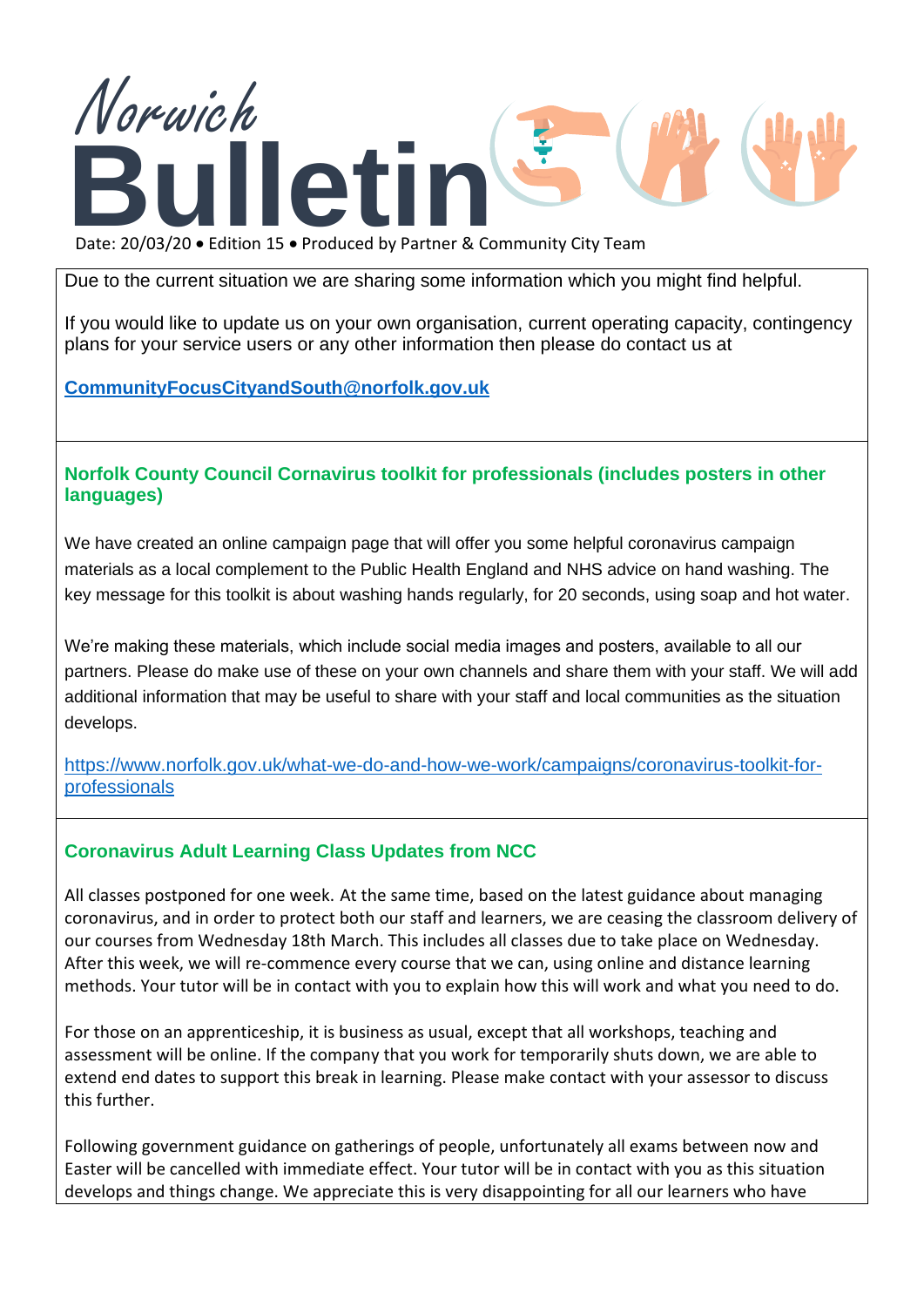# Norwich Bulletin

Date: 20/03/20 • Edition 15 • Produced by Partner & Community City Team

Due to the current situation we are sharing some information which you might find helpful.

If you would like to update us on your own organisation, current operating capacity, contingency plans for your service users or any other information then please do contact us at

**CommunityFocusCityandSouth@norfolk.gov.uk**

## Norfolk County Council Cornavirus toolkit for professionals (includes posters in other languages)

We have created an online campaign page that will offer you some helpful coronavirus campaign materials as a local complement to the Public Health England and NHS advice on hand washing. The key message for this toolkit is about washing hands regularly, for 20 seconds, using soap and hot water.

We're making these materials, which include social media images and posters, available to all our partners. Please do make use of these on your own channels and share them with your staff. We will add additional information that may be useful to share with your staff and local communities as the situation develops.

https://www.norfolk.gov.uk/what-we-do-and-how-we-work/campaigns/coronavirus-toolkit-for-professionals

## Coronavirus Adult Learning Class Updates from NCC

All classes postponed for one week. At the same time, based on the latest guidance about managing coronavirus, and in order to protect both our staff and learners, we are ceasing the classroom delivery of our courses from Wednesday 18th March. This includes all classes due to take place on Wednesday. After this week, we will re-commence every course that we can, using online and distance learning methods. Your tutor will be in contact with you to explain how this will work and what you need to do.

For those on an apprenticeship, it is business as usual, except that all workshops, teaching and assessment will be online. If the company that you work for temporarily shuts down, we are able to extend end dates to support this break in learning. Please make contact with your assessor to discuss this further.

Following government guidance on gatherings of people, unfortunately all exams between now and Easter will be cancelled with immediate effect. Your tutor will be in contact with you as this situation develops and things change. We appreciate this is very disappointing for all our learners who have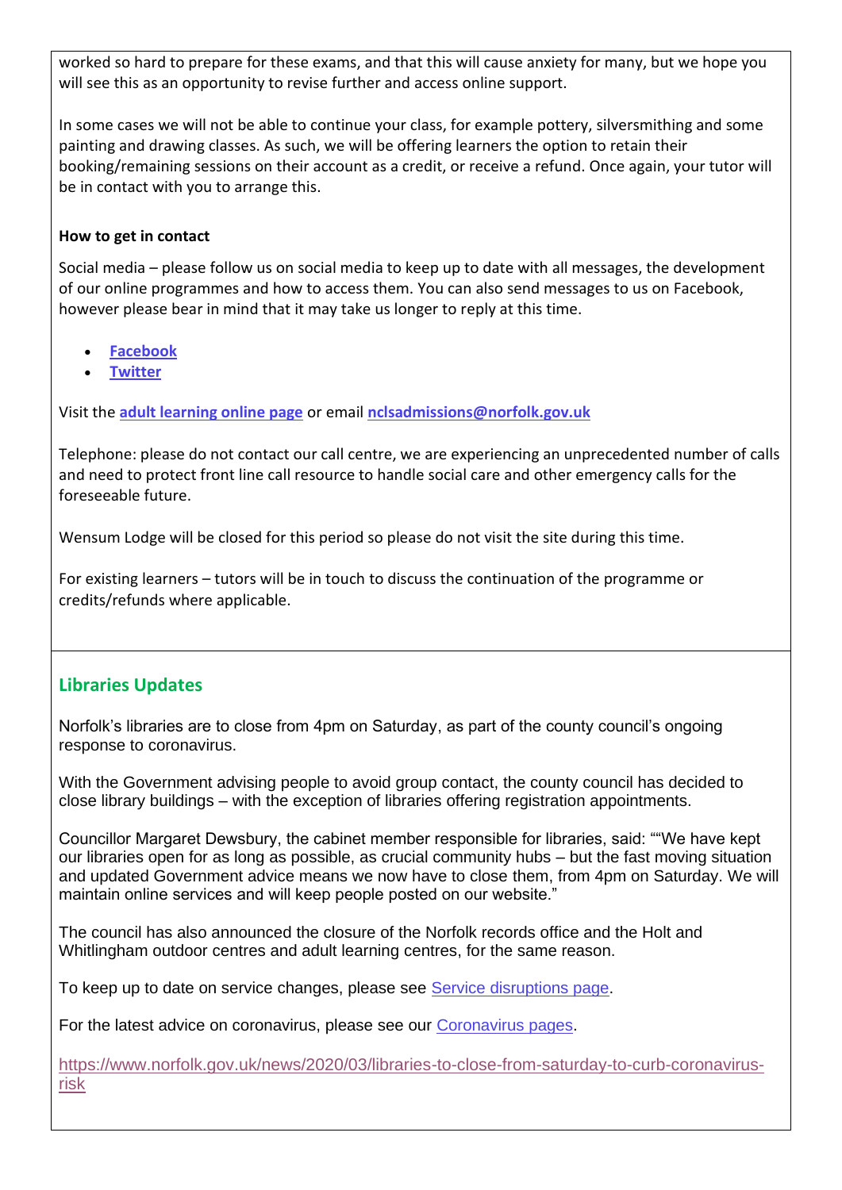worked so hard to prepare for these exams, and that this will cause anxiety for many, but we hope you will see this as an opportunity to revise further and access online support.

In some cases we will not be able to continue your class, for example pottery, silversmithing and some painting and drawing classes. As such, we will be offering learners the option to retain their booking/remaining sessions on their account as a credit, or receive a refund. Once again, your tutor will be in contact with you to arrange this.

**How to get in contact**

Social media – please follow us on social media to keep up to date with all messages, the development of our online programmes and how to access them. You can also send messages to us on Facebook, however please bear in mind that it may take us longer to reply at this time.

- **Facebook**
- **Twitter**

Visit the **adult learning online page** or email **nclsadmissions@norfolk.gov.uk**

Telephone: please do not contact our call centre, we are experiencing an unprecedented number of calls and need to protect front line call resource to handle social care and other emergency calls for the foreseeable future.

Wensum Lodge will be closed for this period so please do not visit the site during this time.

For existing learners – tutors will be in touch to discuss the continuation of the programme or credits/refunds where applicable.

## Libraries Updates

Norfolk's libraries are to close from 4pm on Saturday, as part of the county council's ongoing response to coronavirus.

With the Government advising people to avoid group contact, the county council has decided to close library buildings – with the exception of libraries offering registration appointments.

Councillor Margaret Dewsbury, the cabinet member responsible for libraries, said: ""We have kept our libraries open for as long as possible, as crucial community hubs – but the fast moving situation and updated Government advice means we now have to close them, from 4pm on Saturday. We will maintain online services and will keep people posted on our website."

The council has also announced the closure of the Norfolk records office and the Holt and Whitlingham outdoor centres and adult learning centres, for the same reason.

To keep up to date on service changes, please see Service disruptions page.

For the latest advice on coronavirus, please see our Coronavirus pages.

https://www.norfolk.gov.uk/news/2020/03/libraries-to-close-from-saturday-to-curb-coronavirus-risk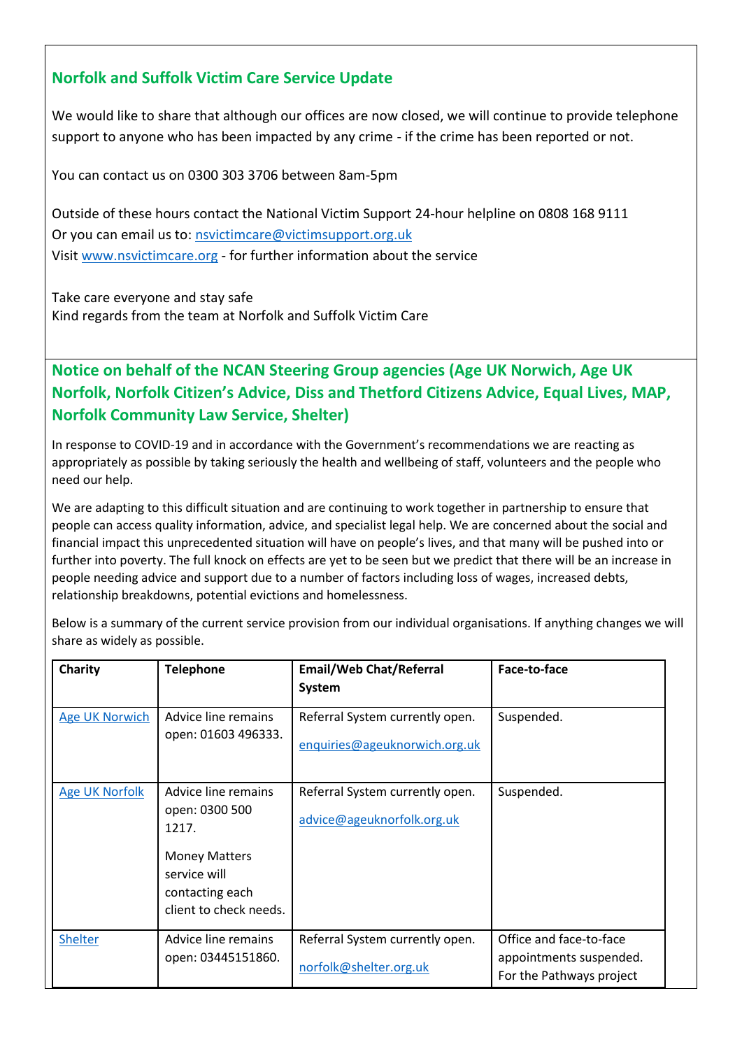## Norfolk and Suffolk Victim Care Service Update

We would like to share that although our offices are now closed, we will continue to provide telephone support to anyone who has been impacted by any crime - if the crime has been reported or not.

You can contact us on 0300 303 3706 between 8am-5pm

Outside of these hours contact the National Victim Support 24-hour helpline on 0808 168 9111
Or you can email us to: nsvictimcare@victimsupport.org.uk
Visit www.nsvictimcare.org - for further information about the service

Take care everyone and stay safe
Kind regards from the team at Norfolk and Suffolk Victim Care

## Notice on behalf of the NCAN Steering Group agencies (Age UK Norwich, Age UK Norfolk, Norfolk Citizen's Advice, Diss and Thetford Citizens Advice, Equal Lives, MAP, Norfolk Community Law Service, Shelter)

In response to COVID-19 and in accordance with the Government's recommendations we are reacting as appropriately as possible by taking seriously the health and wellbeing of staff, volunteers and the people who need our help.

We are adapting to this difficult situation and are continuing to work together in partnership to ensure that people can access quality information, advice, and specialist legal help. We are concerned about the social and financial impact this unprecedented situation will have on people's lives, and that many will be pushed into or further into poverty. The full knock on effects are yet to be seen but we predict that there will be an increase in people needing advice and support due to a number of factors including loss of wages, increased debts, relationship breakdowns, potential evictions and homelessness.

Below is a summary of the current service provision from our individual organisations. If anything changes we will share as widely as possible.

| Charity | Telephone | Email/Web Chat/Referral System | Face-to-face |
|---|---|---|---|
| Age UK Norwich | Advice line remains open: 01603 496333. | Referral System currently open. enquiries@ageuknorwich.org.uk | Suspended. |
| Age UK Norfolk | Advice line remains open: 0300 500 1217. Money Matters service will contacting each client to check needs. | Referral System currently open. advice@ageuknorfolk.org.uk | Suspended. |
| Shelter | Advice line remains open: 03445151860. | Referral System currently open. norfolk@shelter.org.uk | Office and face-to-face appointments suspended. For the Pathways project |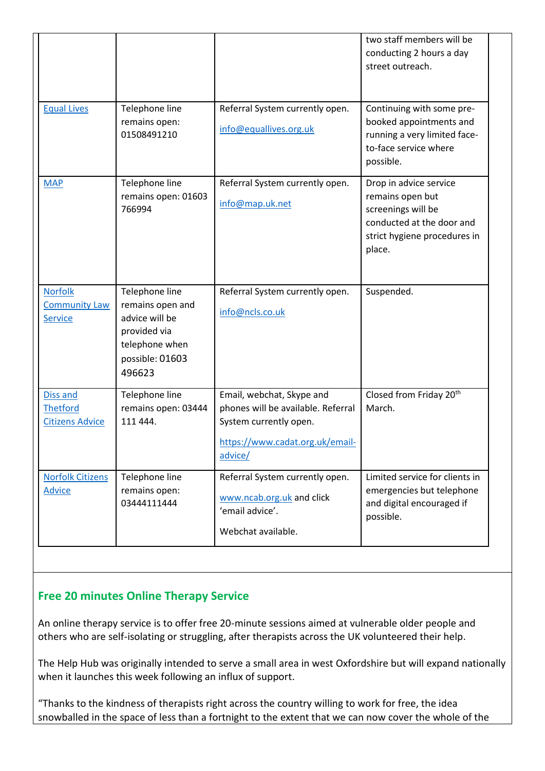| | | | |
|---|---|---|---|
| | | | two staff members will be conducting 2 hours a day street outreach. |
| Equal Lives | Telephone line remains open: 01508491210 | Referral System currently open. info@equallives.org.uk | Continuing with some pre-booked appointments and running a very limited face-to-face service where possible. |
| MAP | Telephone line remains open: 01603 766994 | Referral System currently open. info@map.uk.net | Drop in advice service remains open but screenings will be conducted at the door and strict hygiene procedures in place. |
| Norfolk Community Law Service | Telephone line remains open and advice will be provided via telephone when possible: 01603 496623 | Referral System currently open. info@ncls.co.uk | Suspended. |
| Diss and Thetford Citizens Advice | Telephone line remains open: 03444 111 444. | Email, webchat, Skype and phones will be available. Referral System currently open. https://www.cadat.org.uk/email-advice/ | Closed from Friday 20th March. |
| Norfolk Citizens Advice | Telephone line remains open: 03444111444 | Referral System currently open. www.ncab.org.uk and click 'email advice'. Webchat available. | Limited service for clients in emergencies but telephone and digital encouraged if possible. |

## Free 20 minutes Online Therapy Service

An online therapy service is to offer free 20-minute sessions aimed at vulnerable older people and others who are self-isolating or struggling, after therapists across the UK volunteered their help.

The Help Hub was originally intended to serve a small area in west Oxfordshire but will expand nationally when it launches this week following an influx of support.

"Thanks to the kindness of therapists right across the country willing to work for free, the idea snowballed in the space of less than a fortnight to the extent that we can now cover the whole of the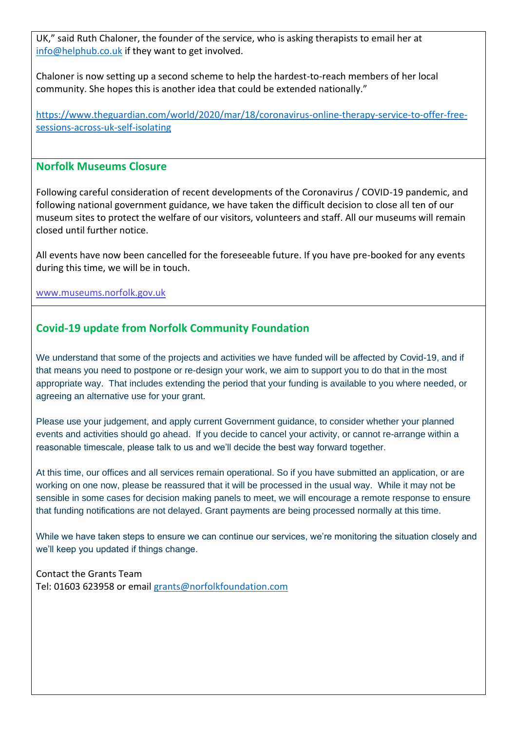UK," said Ruth Chaloner, the founder of the service, who is asking therapists to email her at info@helphub.co.uk if they want to get involved.

Chaloner is now setting up a second scheme to help the hardest-to-reach members of her local community. She hopes this is another idea that could be extended nationally."

https://www.theguardian.com/world/2020/mar/18/coronavirus-online-therapy-service-to-offer-free-sessions-across-uk-self-isolating

## Norfolk Museums Closure

Following careful consideration of recent developments of the Coronavirus / COVID-19 pandemic, and following national government guidance, we have taken the difficult decision to close all ten of our museum sites to protect the welfare of our visitors, volunteers and staff. All our museums will remain closed until further notice.

All events have now been cancelled for the foreseeable future. If you have pre-booked for any events during this time, we will be in touch.

www.museums.norfolk.gov.uk

## Covid-19 update from Norfolk Community Foundation

We understand that some of the projects and activities we have funded will be affected by Covid-19, and if that means you need to postpone or re-design your work, we aim to support you to do that in the most appropriate way. That includes extending the period that your funding is available to you where needed, or agreeing an alternative use for your grant.

Please use your judgement, and apply current Government guidance, to consider whether your planned events and activities should go ahead. If you decide to cancel your activity, or cannot re-arrange within a reasonable timescale, please talk to us and we'll decide the best way forward together.

At this time, our offices and all services remain operational. So if you have submitted an application, or are working on one now, please be reassured that it will be processed in the usual way. While it may not be sensible in some cases for decision making panels to meet, we will encourage a remote response to ensure that funding notifications are not delayed. Grant payments are being processed normally at this time.

While we have taken steps to ensure we can continue our services, we're monitoring the situation closely and we'll keep you updated if things change.

Contact the Grants Team
Tel: 01603 623958 or email grants@norfolkfoundation.com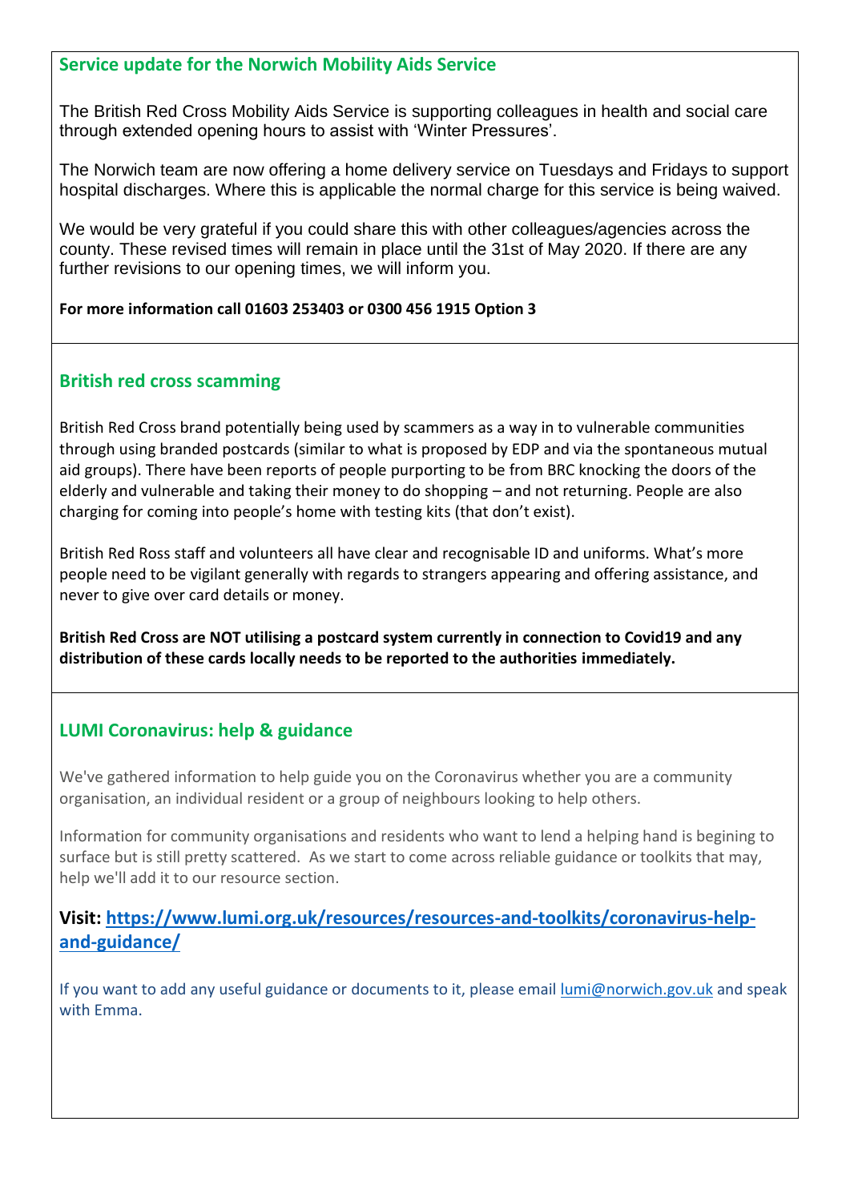## Service update for the Norwich Mobility Aids Service

The British Red Cross Mobility Aids Service is supporting colleagues in health and social care through extended opening hours to assist with 'Winter Pressures'.

The Norwich team are now offering a home delivery service on Tuesdays and Fridays to support hospital discharges. Where this is applicable the normal charge for this service is being waived.

We would be very grateful if you could share this with other colleagues/agencies across the county. These revised times will remain in place until the 31st of May 2020. If there are any further revisions to our opening times, we will inform you.

**For more information call 01603 253403 or 0300 456 1915 Option 3**

## British red cross scamming

British Red Cross brand potentially being used by scammers as a way in to vulnerable communities through using branded postcards (similar to what is proposed by EDP and via the spontaneous mutual aid groups). There have been reports of people purporting to be from BRC knocking the doors of the elderly and vulnerable and taking their money to do shopping – and not returning. People are also charging for coming into people's home with testing kits (that don't exist).

British Red Ross staff and volunteers all have clear and recognisable ID and uniforms. What's more people need to be vigilant generally with regards to strangers appearing and offering assistance, and never to give over card details or money.

**British Red Cross are NOT utilising a postcard system currently in connection to Covid19 and any distribution of these cards locally needs to be reported to the authorities immediately.**

## LUMI Coronavirus: help & guidance

We've gathered information to help guide you on the Coronavirus whether you are a community organisation, an individual resident or a group of neighbours looking to help others.

Information for community organisations and residents who want to lend a helping hand is begining to surface but is still pretty scattered. As we start to come across reliable guidance or toolkits that may, help we'll add it to our resource section.

**Visit: [https://www.lumi.org.uk/resources/resources-and-toolkits/coronavirus-help-and-guidance/](https://www.lumi.org.uk/resources/resources-and-toolkits/coronavirus-help-and-guidance/)**

If you want to add any useful guidance or documents to it, please email [lumi@norwich.gov.uk](mailto:lumi@norwich.gov.uk) and speak with Emma.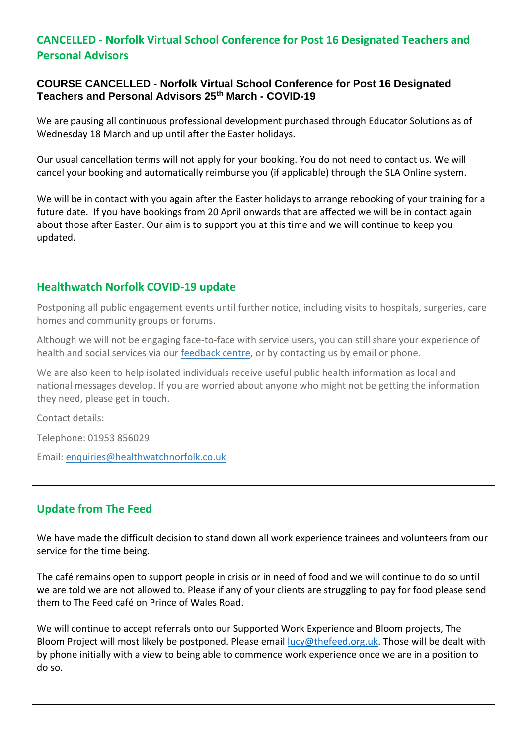## CANCELLED - Norfolk Virtual School Conference for Post 16 Designated Teachers and Personal Advisors

**COURSE CANCELLED - Norfolk Virtual School Conference for Post 16 Designated Teachers and Personal Advisors 25th March - COVID-19**

We are pausing all continuous professional development purchased through Educator Solutions as of Wednesday 18 March and up until after the Easter holidays.

Our usual cancellation terms will not apply for your booking. You do not need to contact us. We will cancel your booking and automatically reimburse you (if applicable) through the SLA Online system.

We will be in contact with you again after the Easter holidays to arrange rebooking of your training for a future date. If you have bookings from 20 April onwards that are affected we will be in contact again about those after Easter. Our aim is to support you at this time and we will continue to keep you updated.

## Healthwatch Norfolk COVID-19 update

Postponing all public engagement events until further notice, including visits to hospitals, surgeries, care homes and community groups or forums.

Although we will not be engaging face-to-face with service users, you can still share your experience of health and social services via our feedback centre, or by contacting us by email or phone.

We are also keen to help isolated individuals receive useful public health information as local and national messages develop. If you are worried about anyone who might not be getting the information they need, please get in touch.

Contact details:

Telephone: 01953 856029

Email: enquiries@healthwatchnorfolk.co.uk

## Update from The Feed

We have made the difficult decision to stand down all work experience trainees and volunteers from our service for the time being.

The café remains open to support people in crisis or in need of food and we will continue to do so until we are told we are not allowed to. Please if any of your clients are struggling to pay for food please send them to The Feed café on Prince of Wales Road.

We will continue to accept referrals onto our Supported Work Experience and Bloom projects, The Bloom Project will most likely be postponed. Please email lucy@thefeed.org.uk. Those will be dealt with by phone initially with a view to being able to commence work experience once we are in a position to do so.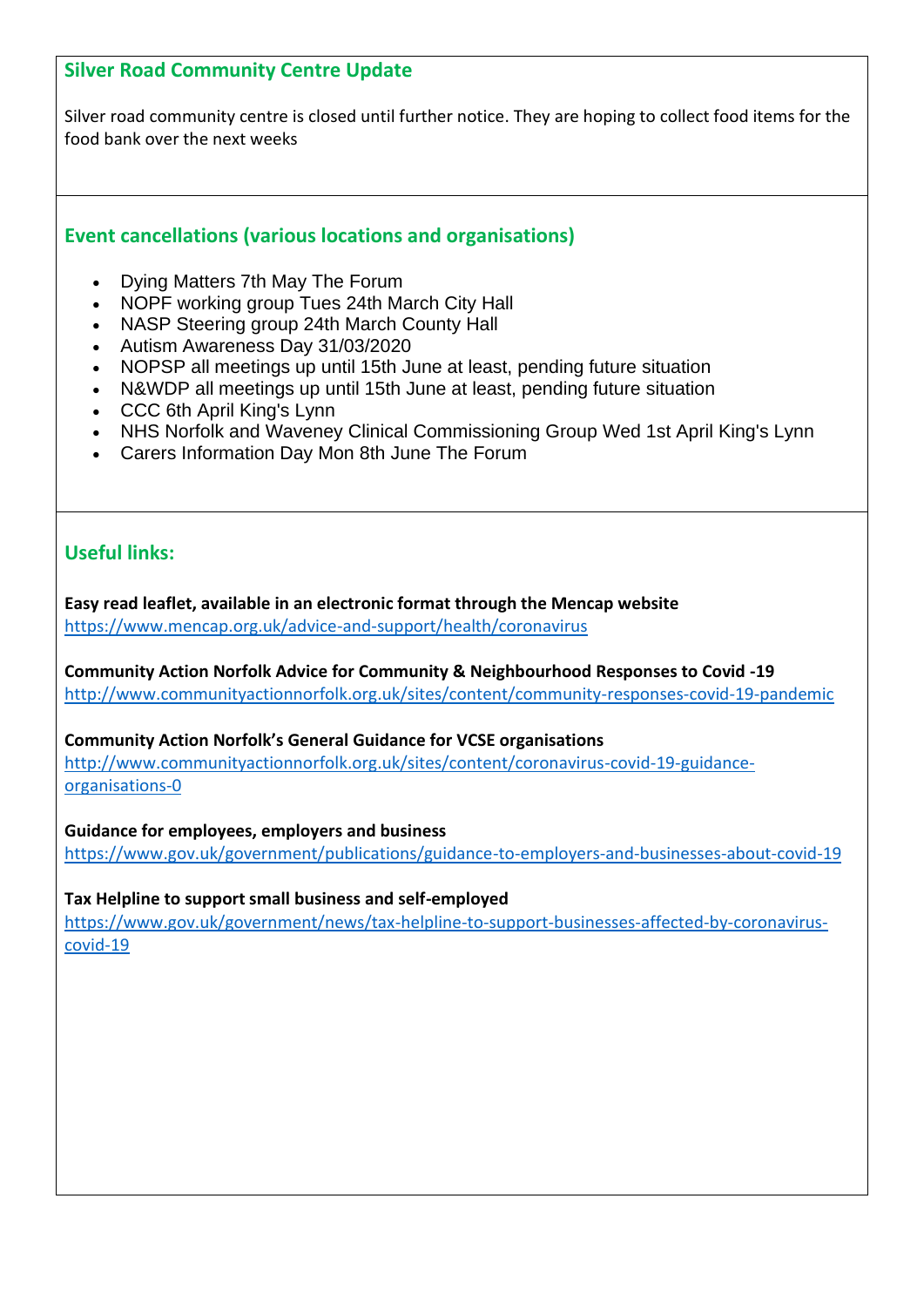## Silver Road Community Centre Update

Silver road community centre is closed until further notice. They are hoping to collect food items for the food bank over the next weeks

## Event cancellations (various locations and organisations)

- Dying Matters 7th May The Forum
- NOPF working group Tues 24th March City Hall
- NASP Steering group 24th March County Hall
- Autism Awareness Day 31/03/2020
- NOPSP all meetings up until 15th June at least, pending future situation
- N&WDP all meetings up until 15th June at least, pending future situation
- CCC 6th April King's Lynn
- NHS Norfolk and Waveney Clinical Commissioning Group Wed 1st April King's Lynn
- Carers Information Day Mon 8th June The Forum

## Useful links:

**Easy read leaflet, available in an electronic format through the Mencap website**
https://www.mencap.org.uk/advice-and-support/health/coronavirus

**Community Action Norfolk Advice for Community & Neighbourhood Responses to Covid -19**
http://www.communityactionnorfolk.org.uk/sites/content/community-responses-covid-19-pandemic

**Community Action Norfolk's General Guidance for VCSE organisations**
http://www.communityactionnorfolk.org.uk/sites/content/coronavirus-covid-19-guidance-organisations-0

**Guidance for employees, employers and business**
https://www.gov.uk/government/publications/guidance-to-employers-and-businesses-about-covid-19

**Tax Helpline to support small business and self-employed**
https://www.gov.uk/government/news/tax-helpline-to-support-businesses-affected-by-coronavirus-covid-19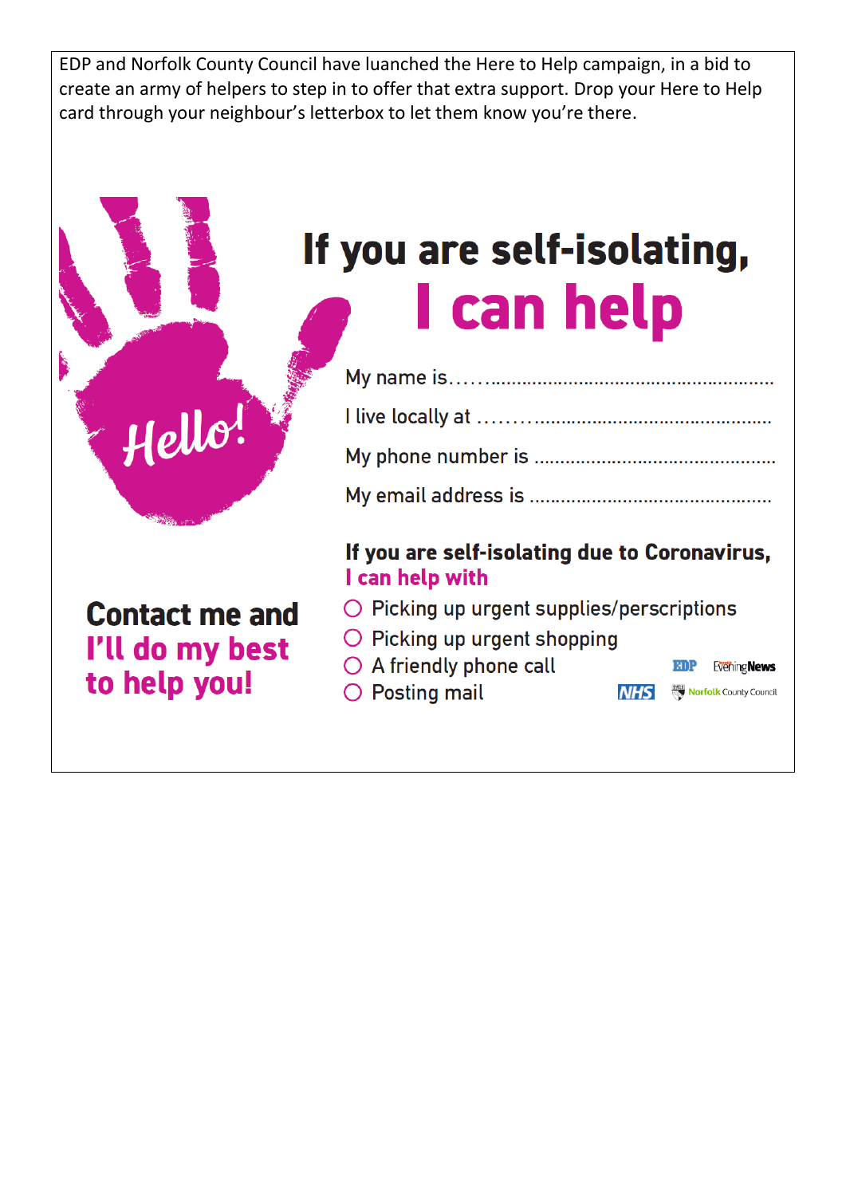EDP and Norfolk County Council have luanched the Here to Help campaign, in a bid to create an army of helpers to step in to offer that extra support. Drop your Here to Help card through your neighbour's letterbox to let them know you're there.

Hello!

# If you are self-isolating, I can help

My name is..........................................................................

I live locally at ...................................................................

My phone number is ..............................................

My email address is ..............................................

**If you are self-isolating due to Coronavirus, I can help with**

- ○ Picking up urgent supplies/perscriptions
- ○ Picking up urgent shopping
- ○ A friendly phone call
- ○ Posting mail

**Contact me and I'll do my best to help you!**

EDP Evening News NHS Norfolk County Council